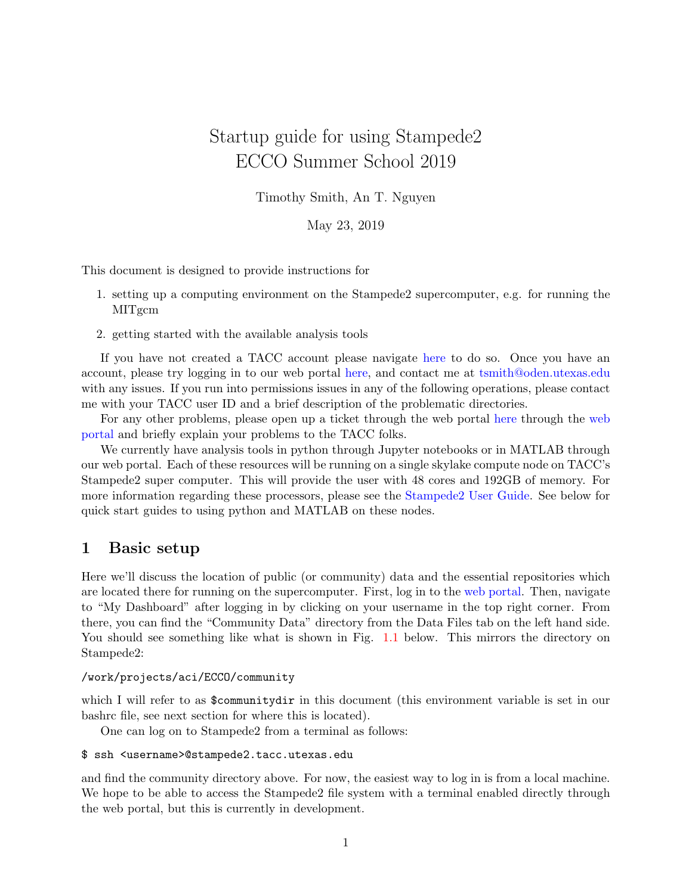# Startup guide for using Stampede2
# ECCO Summer School 2019

Timothy Smith, An T. Nguyen

May 23, 2019

This document is designed to provide instructions for

1. setting up a computing environment on the Stampede2 supercomputer, e.g. for running the MITgcm
2. getting started with the available analysis tools

If you have not created a TACC account please navigate here to do so. Once you have an account, please try logging in to our web portal here, and contact me at tsmith@oden.utexas.edu with any issues. If you run into permissions issues in any of the following operations, please contact me with your TACC user ID and a brief description of the problematic directories.

For any other problems, please open up a ticket through the web portal here through the web portal and briefly explain your problems to the TACC folks.

We currently have analysis tools in python through Jupyter notebooks or in MATLAB through our web portal. Each of these resources will be running on a single skylake compute node on TACC's Stampede2 super computer. This will provide the user with 48 cores and 192GB of memory. For more information regarding these processors, please see the Stampede2 User Guide. See below for quick start guides to using python and MATLAB on these nodes.

## 1 Basic setup

Here we'll discuss the location of public (or community) data and the essential repositories which are located there for running on the supercomputer. First, log in to the web portal. Then, navigate to "My Dashboard" after logging in by clicking on your username in the top right corner. From there, you can find the "Community Data" directory from the Data Files tab on the left hand side. You should see something like what is shown in Fig. 1.1 below. This mirrors the directory on Stampede2:

```
/work/projects/aci/ECCO/community
```

which I will refer to as `$communitydir` in this document (this environment variable is set in our bashrc file, see next section for where this is located).

One can log on to Stampede2 from a terminal as follows:

```
$ ssh <username>@stampede2.tacc.utexas.edu
```

and find the community directory above. For now, the easiest way to log in is from a local machine. We hope to be able to access the Stampede2 file system with a terminal enabled directly through the web portal, but this is currently in development.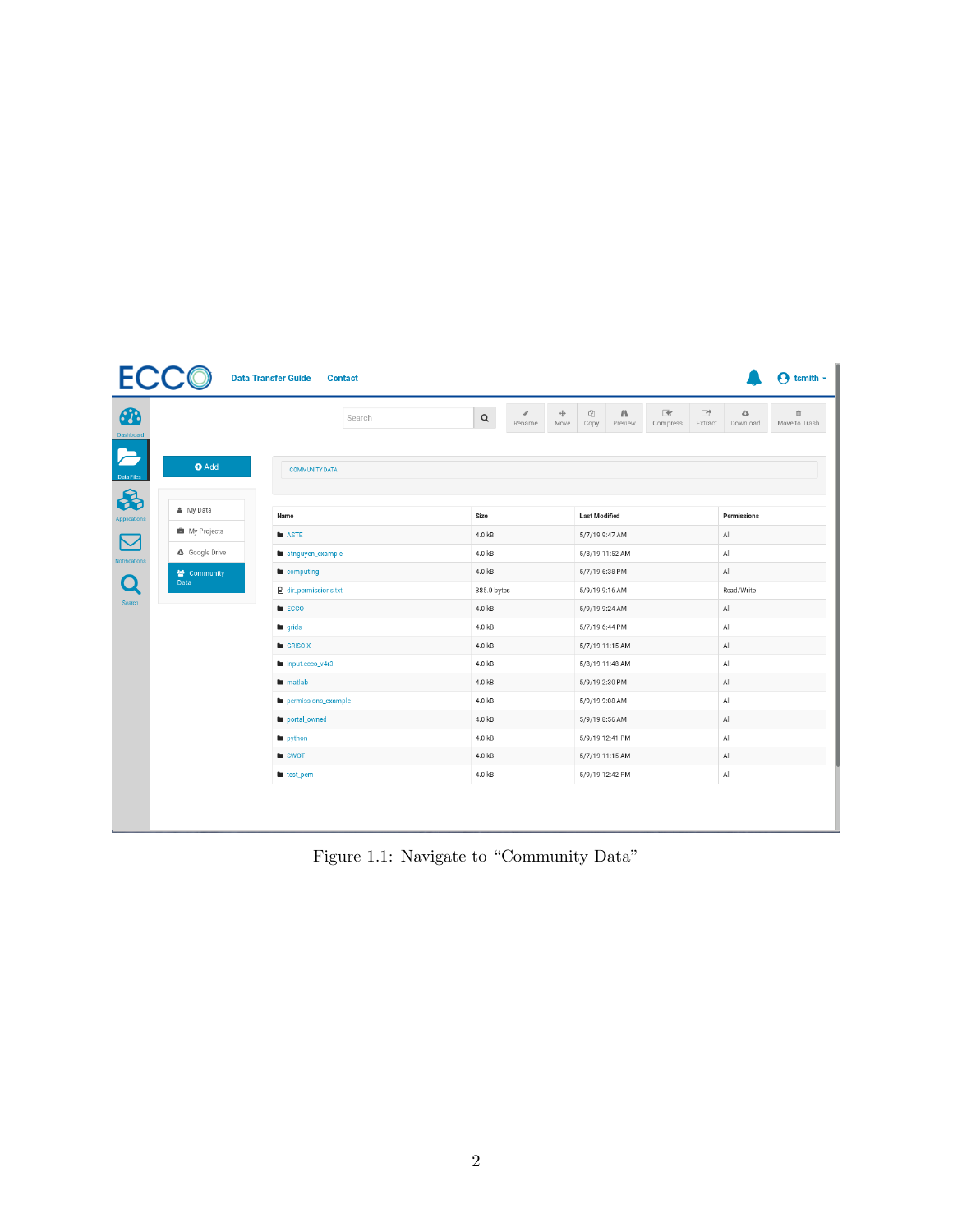Figure 1.1: Navigate to "Community Data"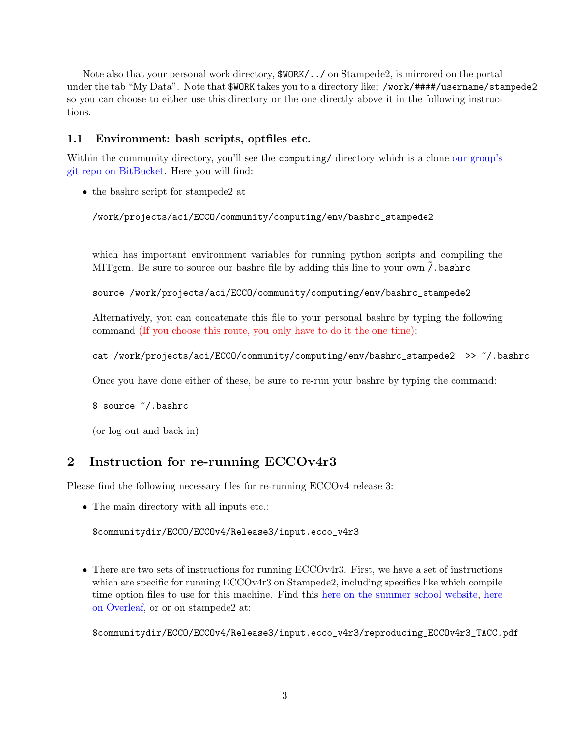Note also that your personal work directory, `$WORK/../` on Stampede2, is mirrored on the portal under the tab "My Data". Note that `$WORK` takes you to a directory like: `/work/####/username/stampede2` so you can choose to either use this directory or the one directly above it in the following instructions.

### 1.1 Environment: bash scripts, optfiles etc.

Within the community directory, you'll see the `computing/` directory which is a clone our group's git repo on BitBucket. Here you will find:

- the bashrc script for stampede2 at

  ```
  /work/projects/aci/ECCO/community/computing/env/bashrc_stampede2
  ```

  which has important environment variables for running python scripts and compiling the MITgcm. Be sure to source our bashrc file by adding this line to your own ~/.bashrc

  ```
  source /work/projects/aci/ECCO/community/computing/env/bashrc_stampede2
  ```

  Alternatively, you can concatenate this file to your personal bashrc by typing the following command (If you choose this route, you only have to do it the one time):

  ```
  cat /work/projects/aci/ECCO/community/computing/env/bashrc_stampede2  >> ~/.bashrc
  ```

  Once you have done either of these, be sure to re-run your bashrc by typing the command:

  ```
  $ source ~/.bashrc
  ```

  (or log out and back in)

## 2 Instruction for re-running ECCOv4r3

Please find the following necessary files for re-running ECCOv4 release 3:

- The main directory with all inputs etc.:

  ```
  $communitydir/ECCO/ECCOv4/Release3/input.ecco_v4r3
  ```

- There are two sets of instructions for running ECCOv4r3. First, we have a set of instructions which are specific for running ECCOv4r3 on Stampede2, including specifics like which compile time option files to use for this machine. Find this here on the summer school website, here on Overleaf, or or on stampede2 at:

  ```
  $communitydir/ECCO/ECCOv4/Release3/input.ecco_v4r3/reproducing_ECCOv4r3_TACC.pdf
  ```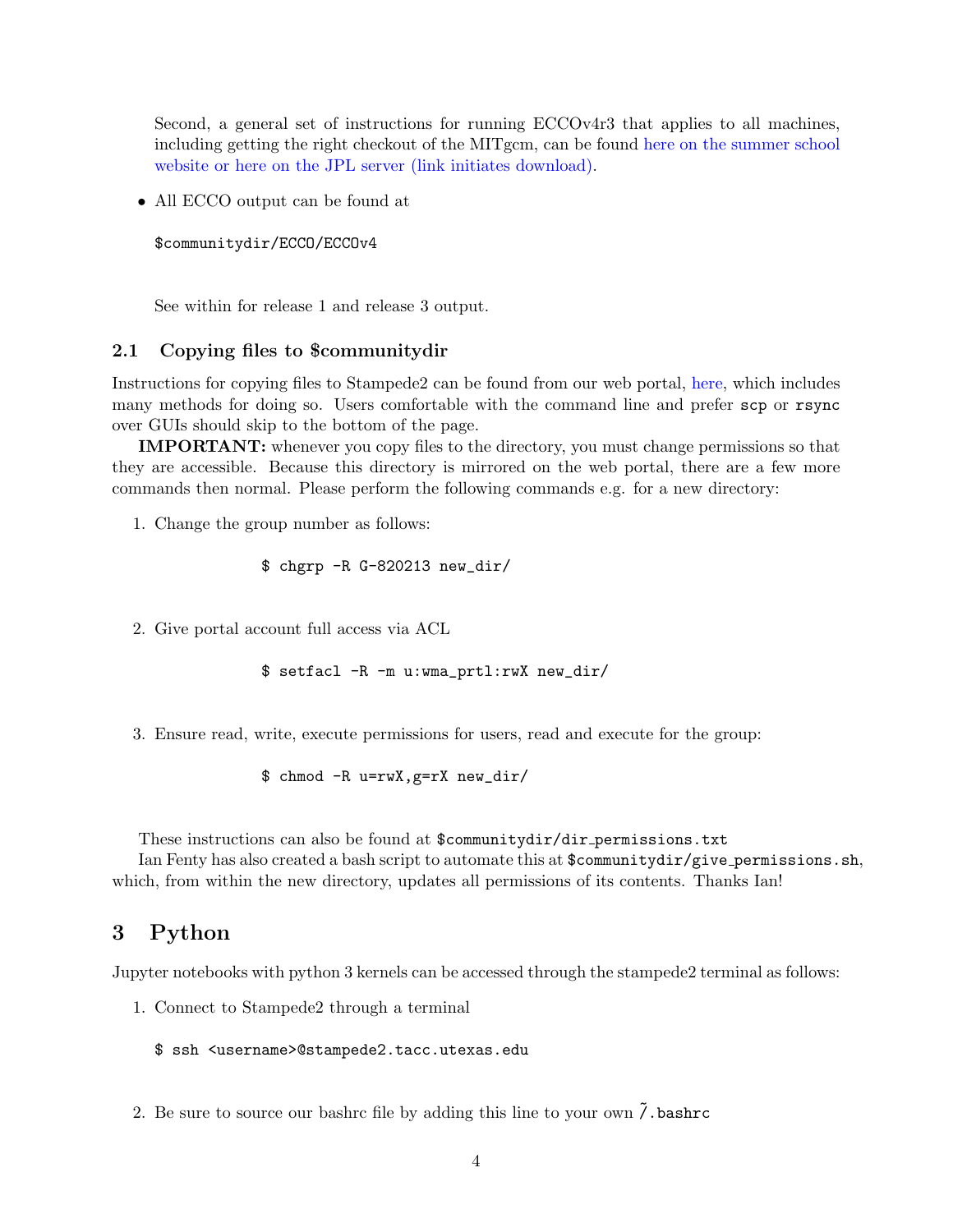Second, a general set of instructions for running ECCOv4r3 that applies to all machines, including getting the right checkout of the MITgcm, can be found here on the summer school website or here on the JPL server (link initiates download).

- All ECCO output can be found at

```
$communitydir/ECCO/ECCOv4
```

See within for release 1 and release 3 output.

### 2.1 Copying files to $communitydir

Instructions for copying files to Stampede2 can be found from our web portal, here, which includes many methods for doing so. Users comfortable with the command line and prefer `scp` or `rsync` over GUIs should skip to the bottom of the page.

**IMPORTANT:** whenever you copy files to the directory, you must change permissions so that they are accessible. Because this directory is mirrored on the web portal, there are a few more commands then normal. Please perform the following commands e.g. for a new directory:

1. Change the group number as follows:

```
$ chgrp -R G-820213 new_dir/
```

2. Give portal account full access via ACL

```
$ setfacl -R -m u:wma_prtl:rwX new_dir/
```

3. Ensure read, write, execute permissions for users, read and execute for the group:

```
$ chmod -R u=rwX,g=rX new_dir/
```

These instructions can also be found at `$communitydir/dir_permissions.txt`

Ian Fenty has also created a bash script to automate this at `$communitydir/give_permissions.sh`, which, from within the new directory, updates all permissions of its contents. Thanks Ian!

## 3 Python

Jupyter notebooks with python 3 kernels can be accessed through the stampede2 terminal as follows:

1. Connect to Stampede2 through a terminal

```
$ ssh <username>@stampede2.tacc.utexas.edu
```

2. Be sure to source our bashrc file by adding this line to your own ~/.bashrc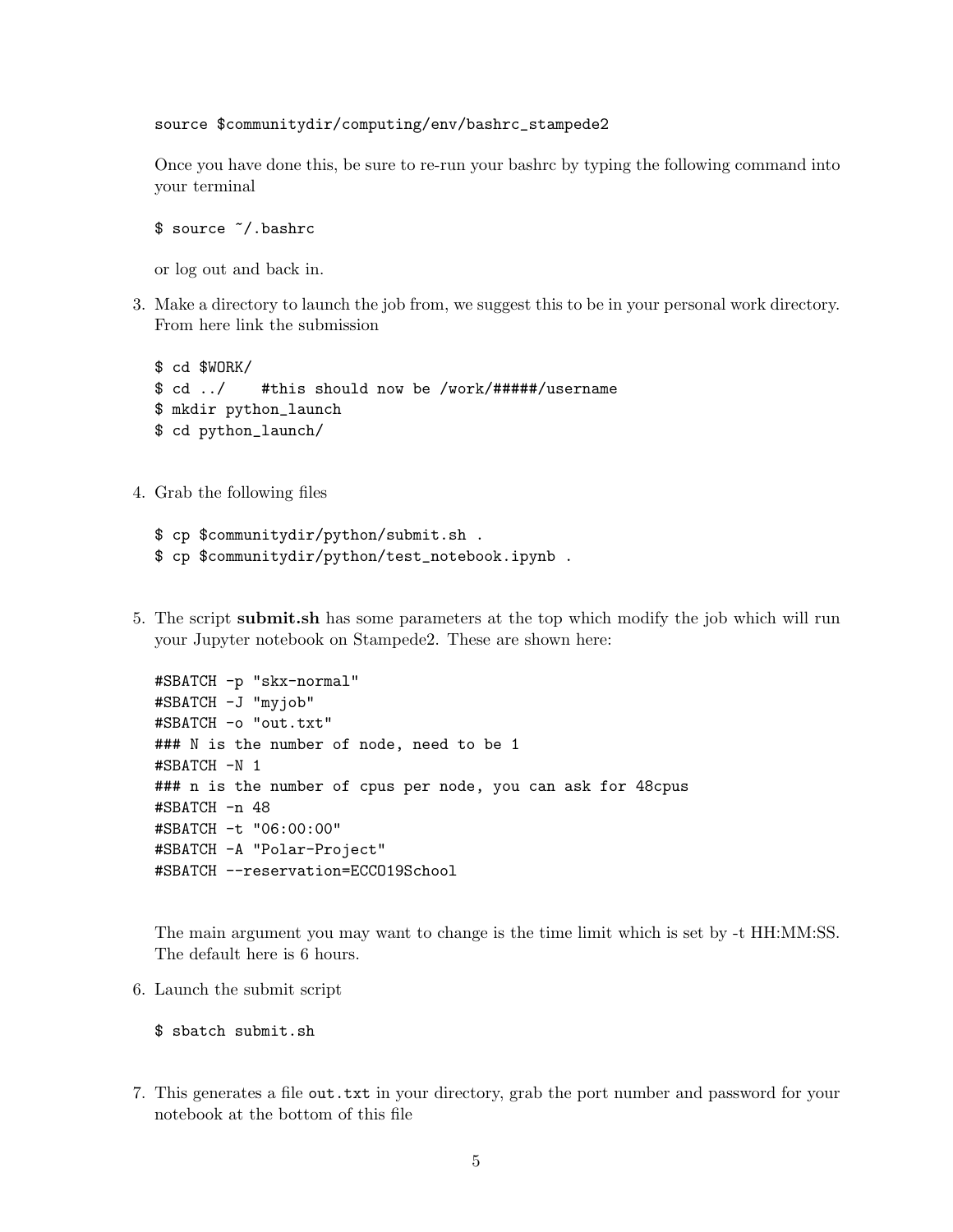```
source $communitydir/computing/env/bashrc_stampede2
```

Once you have done this, be sure to re-run your bashrc by typing the following command into your terminal

```
$ source ~/.bashrc
```

or log out and back in.

3. Make a directory to launch the job from, we suggest this to be in your personal work directory. From here link the submission

```
$ cd $WORK/
$ cd ../    #this should now be /work/#####/username
$ mkdir python_launch
$ cd python_launch/
```

4. Grab the following files

```
$ cp $communitydir/python/submit.sh .
$ cp $communitydir/python/test_notebook.ipynb .
```

5. The script **submit.sh** has some parameters at the top which modify the job which will run your Jupyter notebook on Stampede2. These are shown here:

```
#SBATCH -p "skx-normal"
#SBATCH -J "myjob"
#SBATCH -o "out.txt"
### N is the number of node, need to be 1
#SBATCH -N 1
### n is the number of cpus per node, you can ask for 48cpus
#SBATCH -n 48
#SBATCH -t "06:00:00"
#SBATCH -A "Polar-Project"
#SBATCH --reservation=ECCO19School
```

The main argument you may want to change is the time limit which is set by -t HH:MM:SS. The default here is 6 hours.

6. Launch the submit script

```
$ sbatch submit.sh
```

7. This generates a file `out.txt` in your directory, grab the port number and password for your notebook at the bottom of this file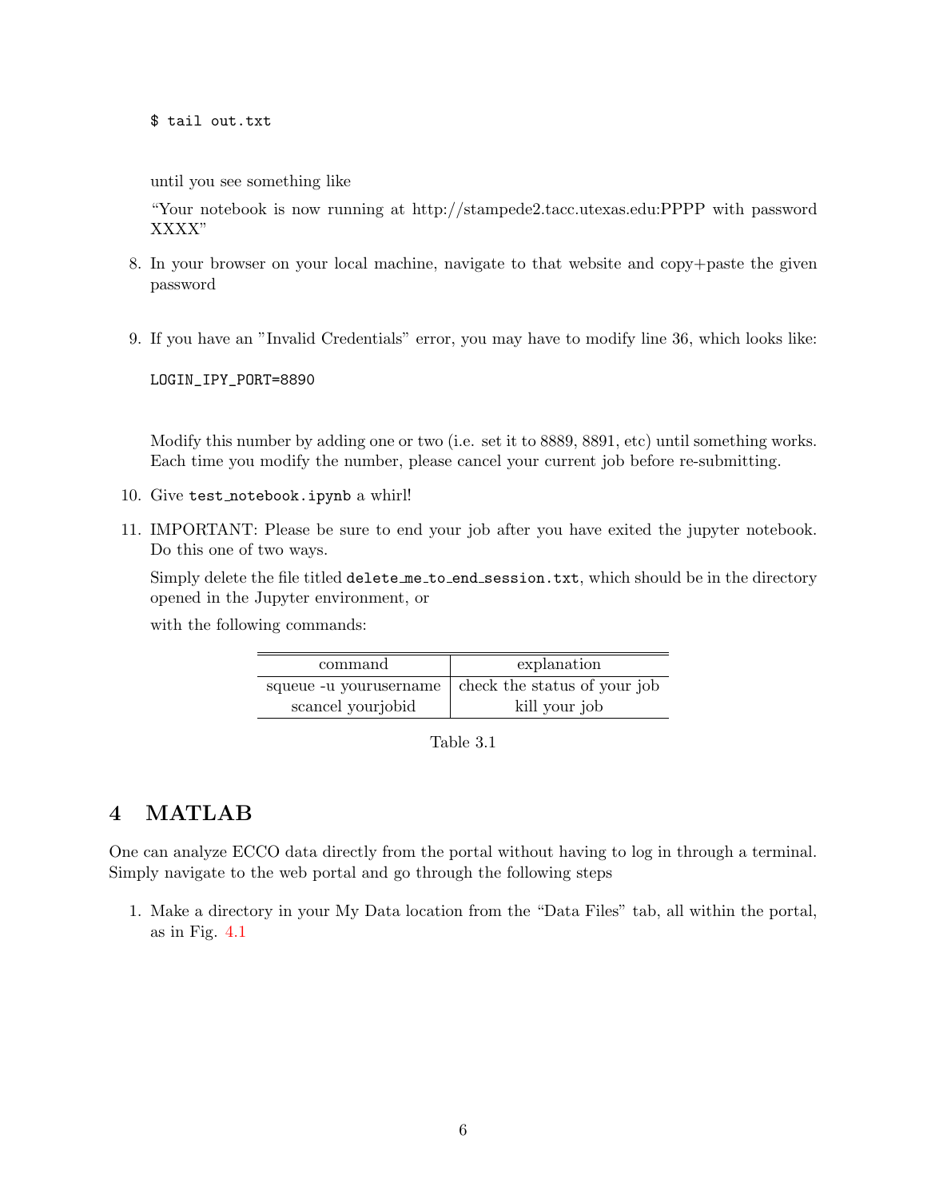```
$ tail out.txt
```

until you see something like

"Your notebook is now running at http://stampede2.tacc.utexas.edu:PPPP with password XXXX"

8. In your browser on your local machine, navigate to that website and copy+paste the given password

9. If you have an "Invalid Credentials" error, you may have to modify line 36, which looks like:

   ```
   LOGIN_IPY_PORT=8890
   ```

   Modify this number by adding one or two (i.e. set it to 8889, 8891, etc) until something works. Each time you modify the number, please cancel your current job before re-submitting.

10. Give `test_notebook.ipynb` a whirl!

11. IMPORTANT: Please be sure to end your job after you have exited the jupyter notebook. Do this one of two ways.

    Simply delete the file titled `delete_me_to_end_session.txt`, which should be in the directory opened in the Jupyter environment, or

    with the following commands:

| command | explanation |
| --- | --- |
| squeue -u yourusername | check the status of your job |
| scancel yourjobid | kill your job |

Table 3.1

# 4 MATLAB

One can analyze ECCO data directly from the portal without having to log in through a terminal. Simply navigate to the web portal and go through the following steps

1. Make a directory in your My Data location from the "Data Files" tab, all within the portal, as in Fig. 4.1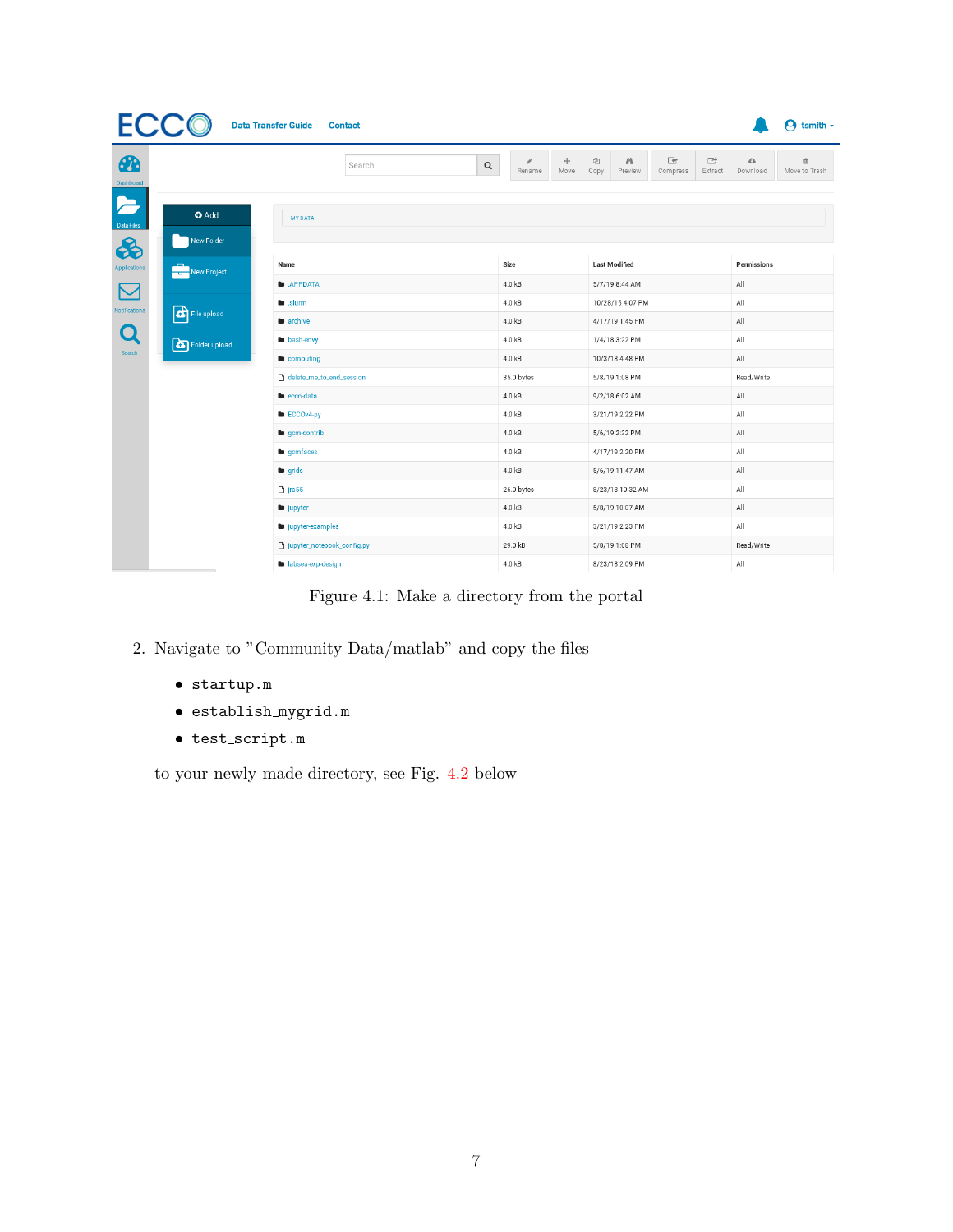Figure 4.1: Make a directory from the portal

2. Navigate to "Community Data/matlab" and copy the files

   - `startup.m`
   - `establish_mygrid.m`
   - `test_script.m`

   to your newly made directory, see Fig. 4.2 below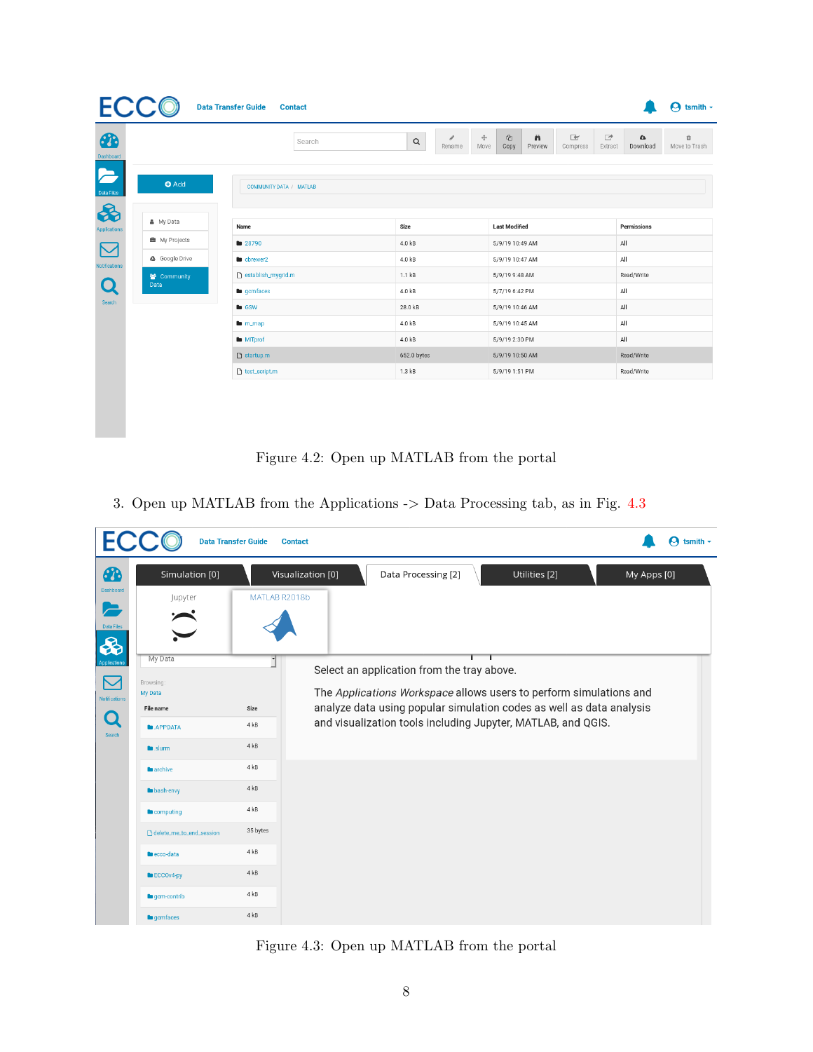Figure 4.2: Open up MATLAB from the portal

3. Open up MATLAB from the Applications -> Data Processing tab, as in Fig. 4.3

Figure 4.3: Open up MATLAB from the portal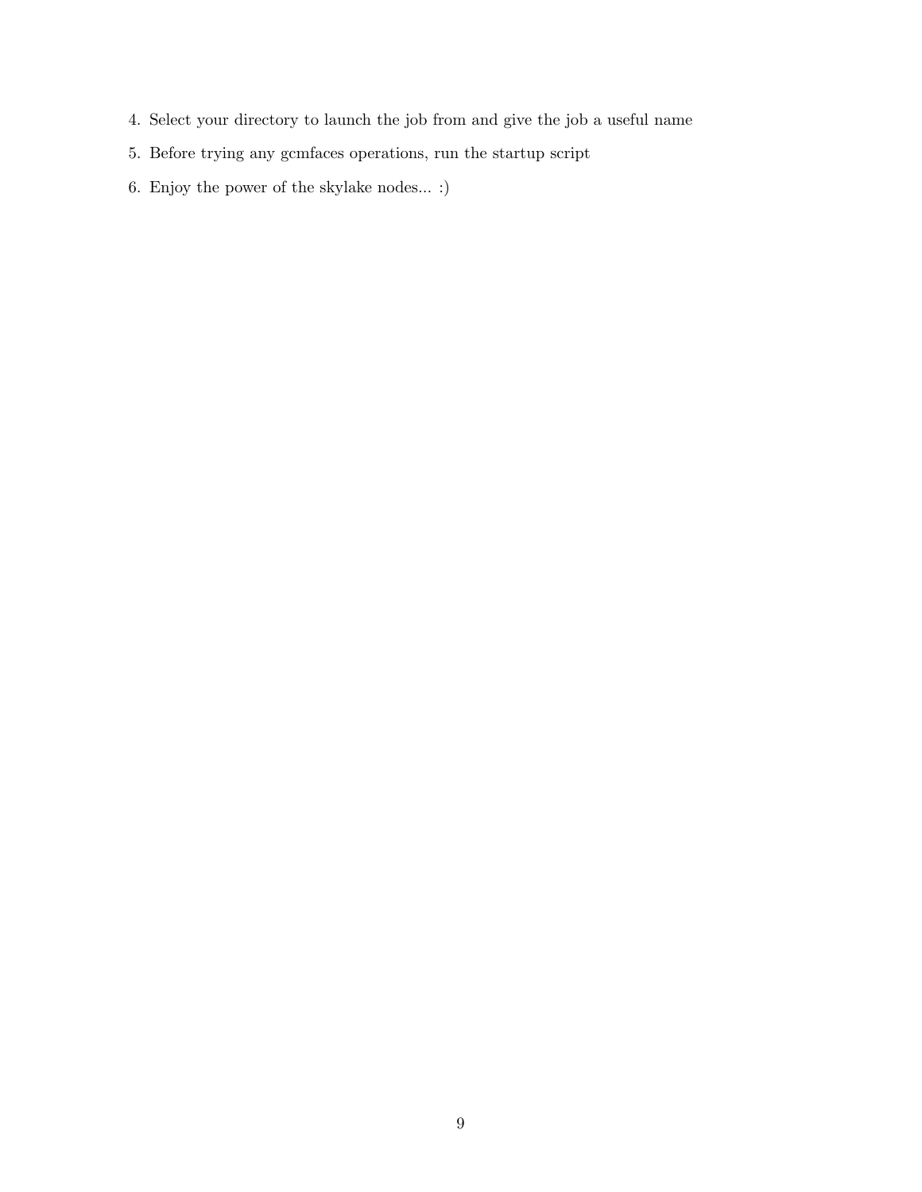4. Select your directory to launch the job from and give the job a useful name
5. Before trying any gcmfaces operations, run the startup script
6. Enjoy the power of the skylake nodes... :)